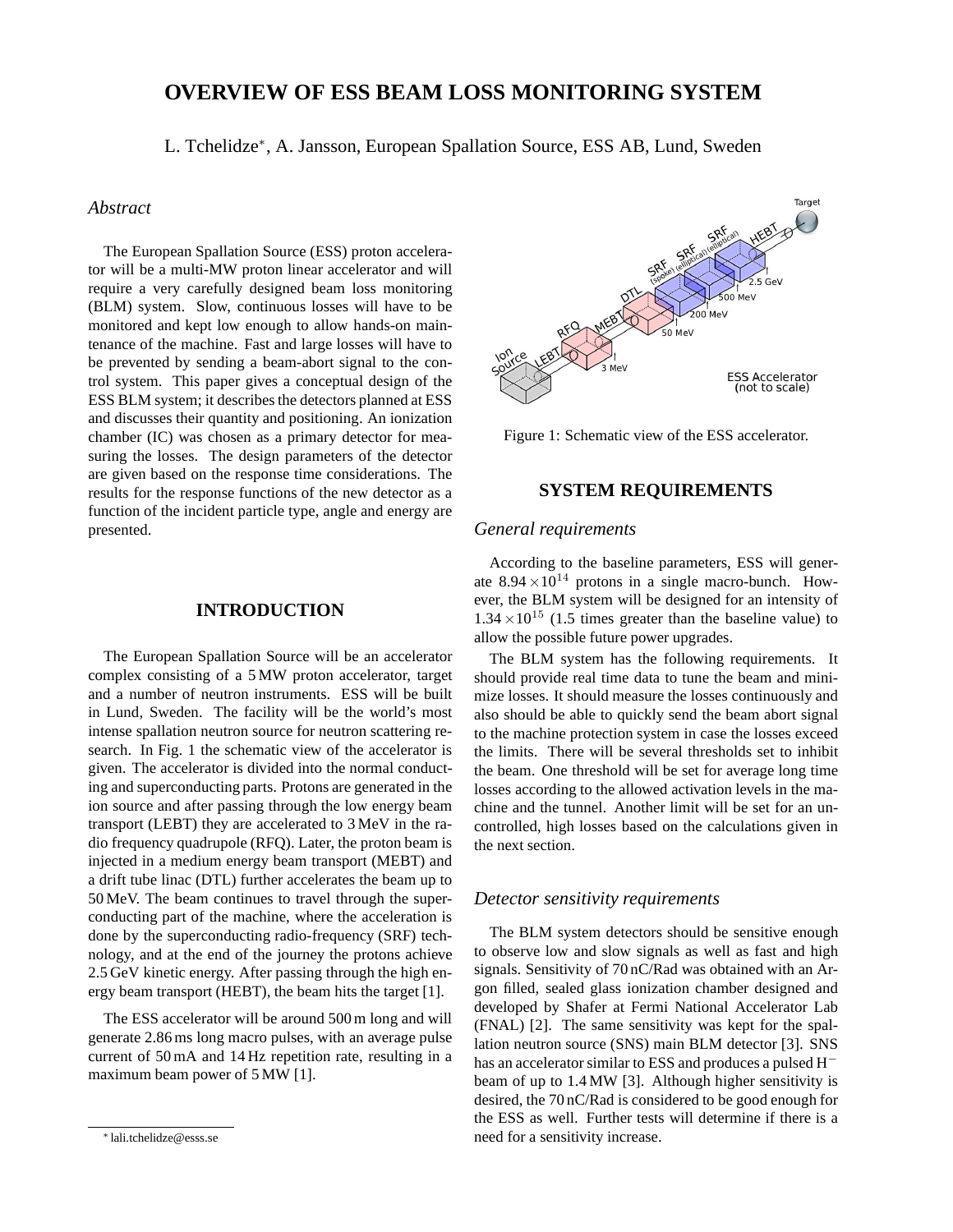# OVERVIEW OF ESS BEAM LOSS MONITORING SYSTEM

L. Tchelidze*, A. Jansson, European Spallation Source, ESS AB, Lund, Sweden

## *Abstract*

The European Spallation Source (ESS) proton accelerator will be a multi-MW proton linear accelerator and will require a very carefully designed beam loss monitoring (BLM) system. Slow, continuous losses will have to be monitored and kept low enough to allow hands-on maintenance of the machine. Fast and large losses will have to be prevented by sending a beam-abort signal to the control system. This paper gives a conceptual design of the ESS BLM system; it describes the detectors planned at ESS and discusses their quantity and positioning. An ionization chamber (IC) was chosen as a primary detector for measuring the losses. The design parameters of the detector are given based on the response time considerations. The results for the response functions of the new detector as a function of the incident particle type, angle and energy are presented.

## INTRODUCTION

The European Spallation Source will be an accelerator complex consisting of a 5 MW proton accelerator, target and a number of neutron instruments. ESS will be built in Lund, Sweden. The facility will be the world's most intense spallation neutron source for neutron scattering research. In Fig. 1 the schematic view of the accelerator is given. The accelerator is divided into the normal conducting and superconducting parts. Protons are generated in the ion source and after passing through the low energy beam transport (LEBT) they are accelerated to 3 MeV in the radio frequency quadrupole (RFQ). Later, the proton beam is injected in a medium energy beam transport (MEBT) and a drift tube linac (DTL) further accelerates the beam up to 50 MeV. The beam continues to travel through the superconducting part of the machine, where the acceleration is done by the superconducting radio-frequency (SRF) technology, and at the end of the journey the protons achieve 2.5 GeV kinetic energy. After passing through the high energy beam transport (HEBT), the beam hits the target [1].

The ESS accelerator will be around 500 m long and will generate 2.86 ms long macro pulses, with an average pulse current of 50 mA and 14 Hz repetition rate, resulting in a maximum beam power of 5 MW [1].

Target
HEBT
SRF (elliptical)
SRF (elliptical)
SRF (spoke)
DTL
MEBT
RFQ
LEBT
Ion Source
2.5 GeV
500 MeV
200 MeV
50 MeV
3 MeV
ESS Accelerator
(not to scale)

Figure 1: Schematic view of the ESS accelerator.

## SYSTEM REQUIREMENTS

### *General requirements*

According to the baseline parameters, ESS will generate $8.94 \times 10^{14}$ protons in a single macro-bunch. However, the BLM system will be designed for an intensity of $1.34 \times 10^{15}$ (1.5 times greater than the baseline value) to allow the possible future power upgrades.

The BLM system has the following requirements. It should provide real time data to tune the beam and minimize losses. It should measure the losses continuously and also should be able to quickly send the beam abort signal to the machine protection system in case the losses exceed the limits. There will be several thresholds set to inhibit the beam. One threshold will be set for average long time losses according to the allowed activation levels in the machine and the tunnel. Another limit will be set for an uncontrolled, high losses based on the calculations given in the next section.

### *Detector sensitivity requirements*

The BLM system detectors should be sensitive enough to observe low and slow signals as well as fast and high signals. Sensitivity of 70 nC/Rad was obtained with an Argon filled, sealed glass ionization chamber designed and developed by Shafer at Fermi National Accelerator Lab (FNAL) [2]. The same sensitivity was kept for the spallation neutron source (SNS) main BLM detector [3]. SNS has an accelerator similar to ESS and produces a pulsed $H^-$ beam of up to 1.4 MW [3]. Although higher sensitivity is desired, the 70 nC/Rad is considered to be good enough for the ESS as well. Further tests will determine if there is a need for a sensitivity increase.

* lali.tchelidze@esss.se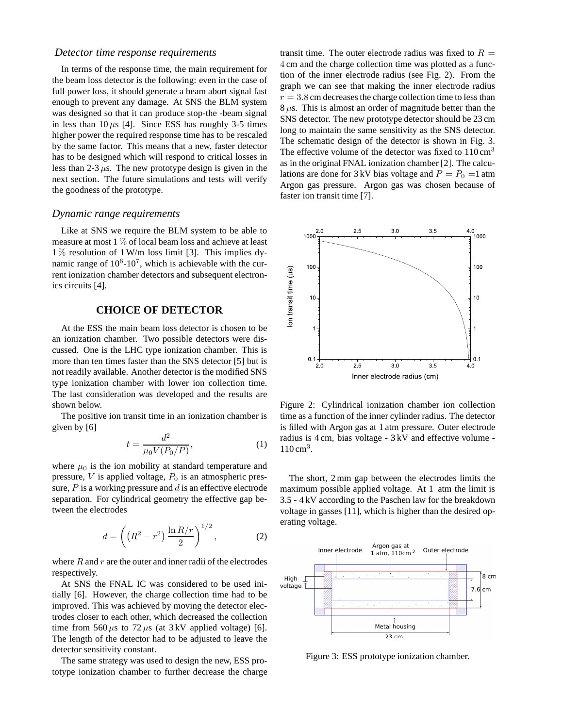### *Detector time response requirements*

In terms of the response time, the main requirement for the beam loss detector is the following: even in the case of full power loss, it should generate a beam abort signal fast enough to prevent any damage. At SNS the BLM system was designed so that it can produce stop-the -beam signal in less than 10 $\mu$s [4]. Since ESS has roughly 3-5 times higher power the required response time has to be rescaled by the same factor. This means that a new, faster detector has to be designed which will respond to critical losses in less than 2-3 $\mu$s. The new prototype design is given in the next section. The future simulations and tests will verify the goodness of the prototype.

### *Dynamic range requirements*

Like at SNS we require the BLM system to be able to measure at most 1 % of local beam loss and achieve at least 1 % resolution of 1 W/m loss limit [3]. This implies dynamic range of $10^6$-$10^7$, which is achievable with the current ionization chamber detectors and subsequent electronics circuits [4].

## CHOICE OF DETECTOR

At the ESS the main beam loss detector is chosen to be an ionization chamber. Two possible detectors were discussed. One is the LHC type ionization chamber. This is more than ten times faster than the SNS detector [5] but is not readily available. Another detector is the modified SNS type ionization chamber with lower ion collection time. The last consideration was developed and the results are shown below.

The positive ion transit time in an ionization chamber is given by [6]

$$t = \frac{d^2}{\mu_0 V (P_0/P)}, \quad (1)$$

where $\mu_0$ is the ion mobility at standard temperature and pressure, $V$ is applied voltage, $P_0$ is an atmospheric pressure, $P$ is a working pressure and $d$ is an effective electrode separation. For cylindrical geometry the effective gap between the electrodes

$$d = \left( \left( R^2 - r^2 \right) \frac{\ln R/r}{2} \right)^{1/2}, \quad (2)$$

where $R$ and $r$ are the outer and inner radii of the electrodes respectively.

At SNS the FNAL IC was considered to be used initially [6]. However, the charge collection time had to be improved. This was achieved by moving the detector electrodes closer to each other, which decreased the collection time from 560 $\mu$s to 72 $\mu$s (at 3 kV applied voltage) [6]. The length of the detector had to be adjusted to leave the detector sensitivity constant.

The same strategy was used to design the new, ESS prototype ionization chamber to further decrease the charge transit time. The outer electrode radius was fixed to $R = 4$ cm and the charge collection time was plotted as a function of the inner electrode radius (see Fig. 2). From the graph we can see that making the inner electrode radius $r = 3.8$ cm decreases the charge collection time to less than 8 $\mu$s. This is almost an order of magnitude better than the SNS detector. The new prototype detector should be 23 cm long to maintain the same sensitivity as the SNS detector. The schematic design of the detector is shown in Fig. 3. The effective volume of the detector was fixed to 110 cm$^3$ as in the original FNAL ionization chamber [2]. The calculations are done for 3 kV bias voltage and $P = P_0 =$1 atm Argon gas pressure. Argon gas was chosen because of faster ion transit time [7].

Ion transit time (us)
1000
100
10
1
0.1
2.0
2.5
3.0
3.5
4.0
Inner electrode radius (cm)

Figure 2: Cylindrical ionization chamber ion collection time as a function of the inner cylinder radius. The detector is filled with Argon gas at 1 atm pressure. Outer electrode radius is 4 cm, bias voltage - 3 kV and effective volume - 110 cm$^3$.

The short, 2 mm gap between the electrodes limits the maximum possible applied voltage. At 1 atm the limit is 3.5 - 4 kV according to the Paschen law for the breakdown voltage in gasses [11], which is higher than the desired operating voltage.

Inner electrode
Argon gas at 1 atm, 110cm $^3$
Outer electrode
High voltage
8 cm
7.6 cm
Metal housing
23 cm

Figure 3: ESS prototype ionization chamber.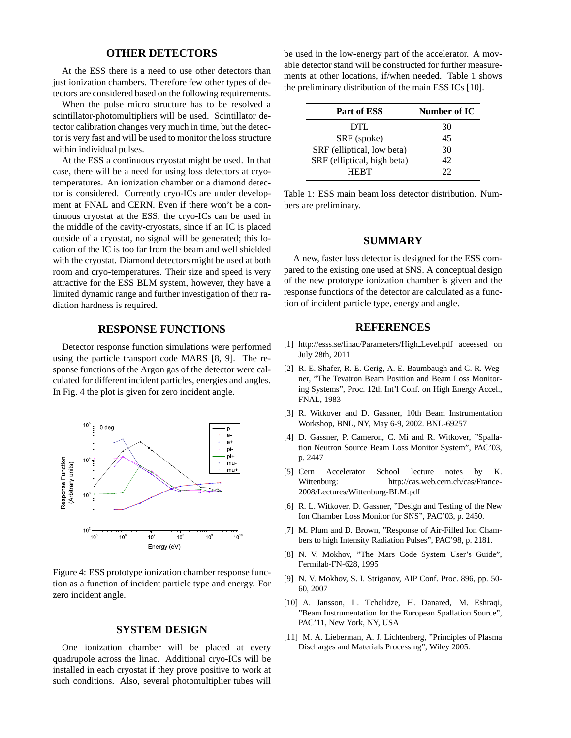## OTHER DETECTORS

At the ESS there is a need to use other detectors than just ionization chambers. Therefore few other types of detectors are considered based on the following requirements.

When the pulse micro structure has to be resolved a scintillator-photomultipliers will be used. Scintillator detector calibration changes very much in time, but the detector is very fast and will be used to monitor the loss structure within individual pulses.

At the ESS a continuous cryostat might be used. In that case, there will be a need for using loss detectors at cryo-temperatures. An ionization chamber or a diamond detector is considered. Currently cryo-ICs are under development at FNAL and CERN. Even if there won't be a continuous cryostat at the ESS, the cryo-ICs can be used in the middle of the cavity-cryostats, since if an IC is placed outside of a cryostat, no signal will be generated; this location of the IC is too far from the beam and well shielded with the cryostat. Diamond detectors might be used at both room and cryo-temperatures. Their size and speed is very attractive for the ESS BLM system, however, they have a limited dynamic range and further investigation of their radiation hardness is required.

## RESPONSE FUNCTIONS

Detector response function simulations were performed using the particle transport code MARS [8, 9]. The response functions of the Argon gas of the detector were calculated for different incident particles, energies and angles. In Fig. 4 the plot is given for zero incident angle.

0 deg

Response Function (Arbitrary units)

Energy (eV)

p
e-
e+
pi-
pi+
mu-
mu+

Figure 4: ESS prototype ionization chamber response function as a function of incident particle type and energy. For zero incident angle.

## SYSTEM DESIGN

One ionization chamber will be placed at every quadrupole across the linac. Additional cryo-ICs will be installed in each cryostat if they prove positive to work at such conditions. Also, several photomultiplier tubes will be used in the low-energy part of the accelerator. A movable detector stand will be constructed for further measurements at other locations, if/when needed. Table 1 shows the preliminary distribution of the main ESS ICs [10].

| Part of ESS | Number of IC |
|---|---|
| DTL | 30 |
| SRF (spoke) | 45 |
| SRF (elliptical, low beta) | 30 |
| SRF (elliptical, high beta) | 42 |
| HEBT | 22 |

Table 1: ESS main beam loss detector distribution. Numbers are preliminary.

## SUMMARY

A new, faster loss detector is designed for the ESS compared to the existing one used at SNS. A conceptual design of the new prototype ionization chamber is given and the response functions of the detector are calculated as a function of incident particle type, energy and angle.

## REFERENCES

[1] http://esss.se/linac/Parameters/High_Level.pdf aceessed on July 28th, 2011

[2] R. E. Shafer, R. E. Gerig, A. E. Baumbaugh and C. R. Wegner, "The Tevatron Beam Position and Beam Loss Monitoring Systems", Proc. 12th Int'l Conf. on High Energy Accel., FNAL, 1983

[3] R. Witkover and D. Gassner, 10th Beam Instrumentation Workshop, BNL, NY, May 6-9, 2002. BNL-69257

[4] D. Gassner, P. Cameron, C. Mi and R. Witkover, "Spallation Neutron Source Beam Loss Monitor System", PAC'03, p. 2447

[5] Cern Accelerator School lecture notes by K. Wittenburg: http://cas.web.cern.ch/cas/France-2008/Lectures/Wittenburg-BLM.pdf

[6] R. L. Witkover, D. Gassner, "Design and Testing of the New Ion Chamber Loss Monitor for SNS", PAC'03, p. 2450.

[7] M. Plum and D. Brown, "Response of Air-Filled Ion Chambers to high Intensity Radiation Pulses", PAC'98, p. 2181.

[8] N. V. Mokhov, "The Mars Code System User's Guide", Fermilab-FN-628, 1995

[9] N. V. Mokhov, S. I. Striganov, AIP Conf. Proc. 896, pp. 50-60, 2007

[10] A. Jansson, L. Tchelidze, H. Danared, M. Eshraqi, "Beam Instrumentation for the European Spallation Source", PAC'11, New York, NY, USA

[11] M. A. Lieberman, A. J. Lichtenberg, "Principles of Plasma Discharges and Materials Processing", Wiley 2005.